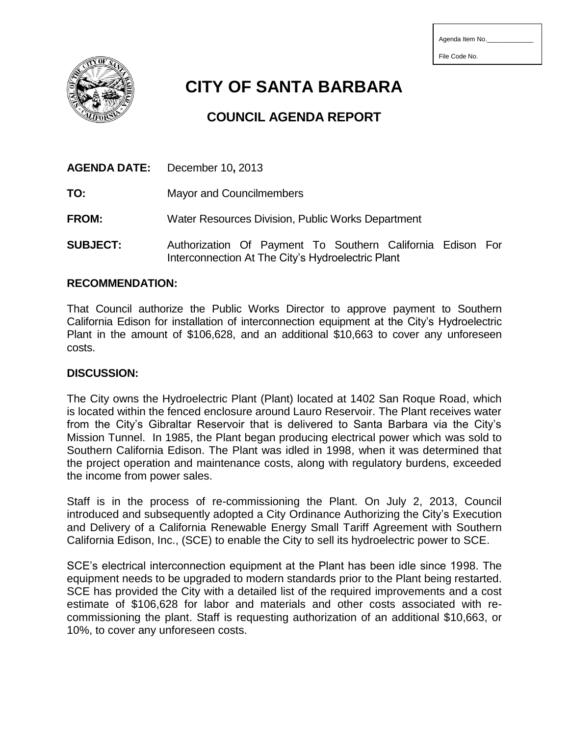Agenda Item No.\_\_\_\_\_\_\_\_\_\_\_\_\_

File Code No.

# CITY OF SANTA BARBARA

## COUNCIL AGENDA REPORT

**AGENDA DATE:** December 10**,** 2013

**TO:** Mayor and Councilmembers

**FROM:** Water Resources Division, Public Works Department

**SUBJECT:** Authorization Of Payment To Southern California Edison For Interconnection At The City's Hydroelectric Plant

**RECOMMENDATION:**

That Council authorize the Public Works Director to approve payment to Southern California Edison for installation of interconnection equipment at the City's Hydroelectric Plant in the amount of $106,628, and an additional $10,663 to cover any unforeseen costs.

**DISCUSSION:**

The City owns the Hydroelectric Plant (Plant) located at 1402 San Roque Road, which is located within the fenced enclosure around Lauro Reservoir. The Plant receives water from the City's Gibraltar Reservoir that is delivered to Santa Barbara via the City's Mission Tunnel. In 1985, the Plant began producing electrical power which was sold to Southern California Edison. The Plant was idled in 1998, when it was determined that the project operation and maintenance costs, along with regulatory burdens, exceeded the income from power sales.

Staff is in the process of re-commissioning the Plant. On July 2, 2013, Council introduced and subsequently adopted a City Ordinance Authorizing the City's Execution and Delivery of a California Renewable Energy Small Tariff Agreement with Southern California Edison, Inc., (SCE) to enable the City to sell its hydroelectric power to SCE.

SCE's electrical interconnection equipment at the Plant has been idle since 1998. The equipment needs to be upgraded to modern standards prior to the Plant being restarted. SCE has provided the City with a detailed list of the required improvements and a cost estimate of $106,628 for labor and materials and other costs associated with re-commissioning the plant. Staff is requesting authorization of an additional $10,663, or 10%, to cover any unforeseen costs.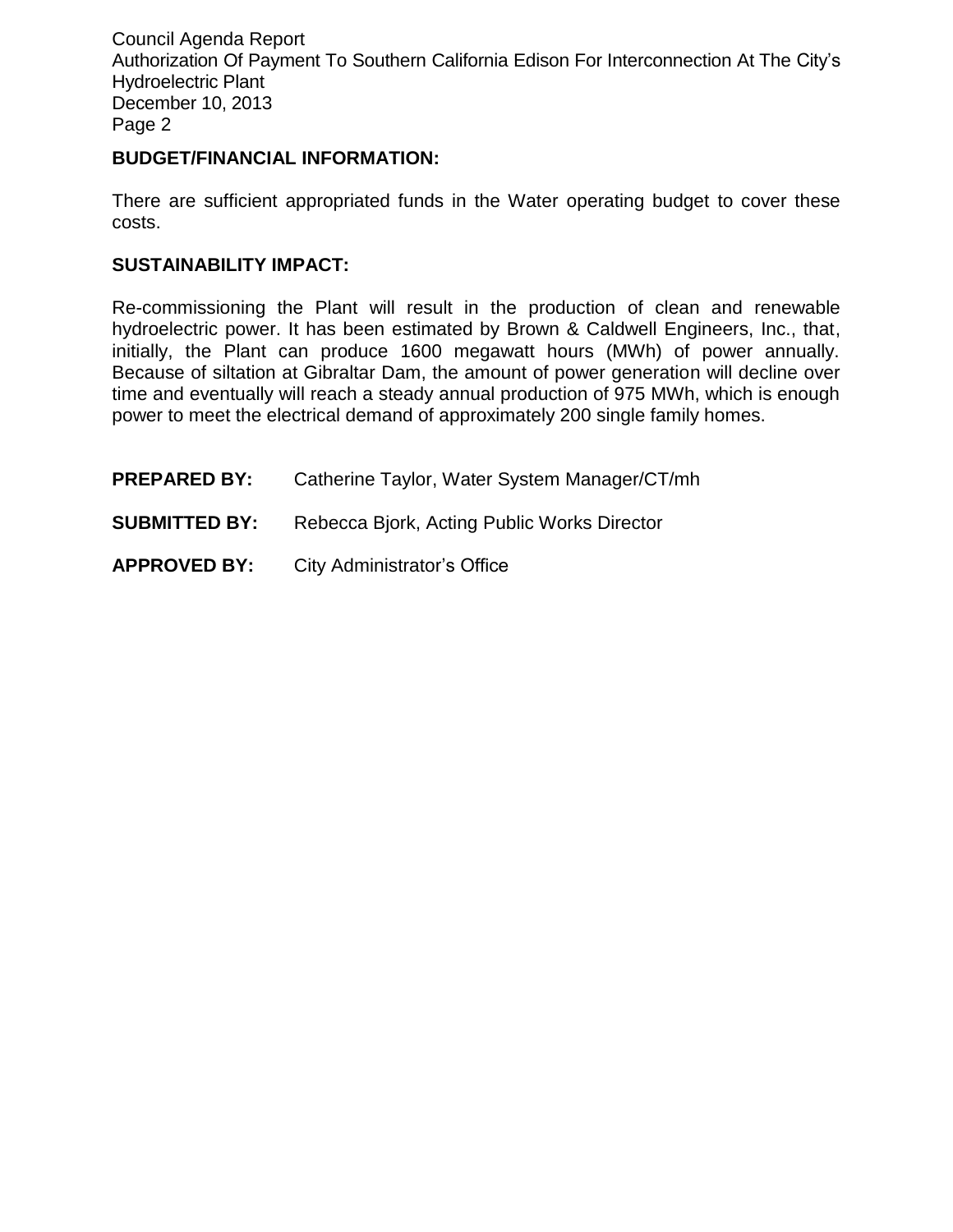**BUDGET/FINANCIAL INFORMATION:**

There are sufficient appropriated funds in the Water operating budget to cover these costs.

**SUSTAINABILITY IMPACT:**

Re-commissioning the Plant will result in the production of clean and renewable hydroelectric power. It has been estimated by Brown & Caldwell Engineers, Inc., that, initially, the Plant can produce 1600 megawatt hours (MWh) of power annually. Because of siltation at Gibraltar Dam, the amount of power generation will decline over time and eventually will reach a steady annual production of 975 MWh, which is enough power to meet the electrical demand of approximately 200 single family homes.

**PREPARED BY:** Catherine Taylor, Water System Manager/CT/mh

**SUBMITTED BY:** Rebecca Bjork, Acting Public Works Director

**APPROVED BY:** City Administrator's Office